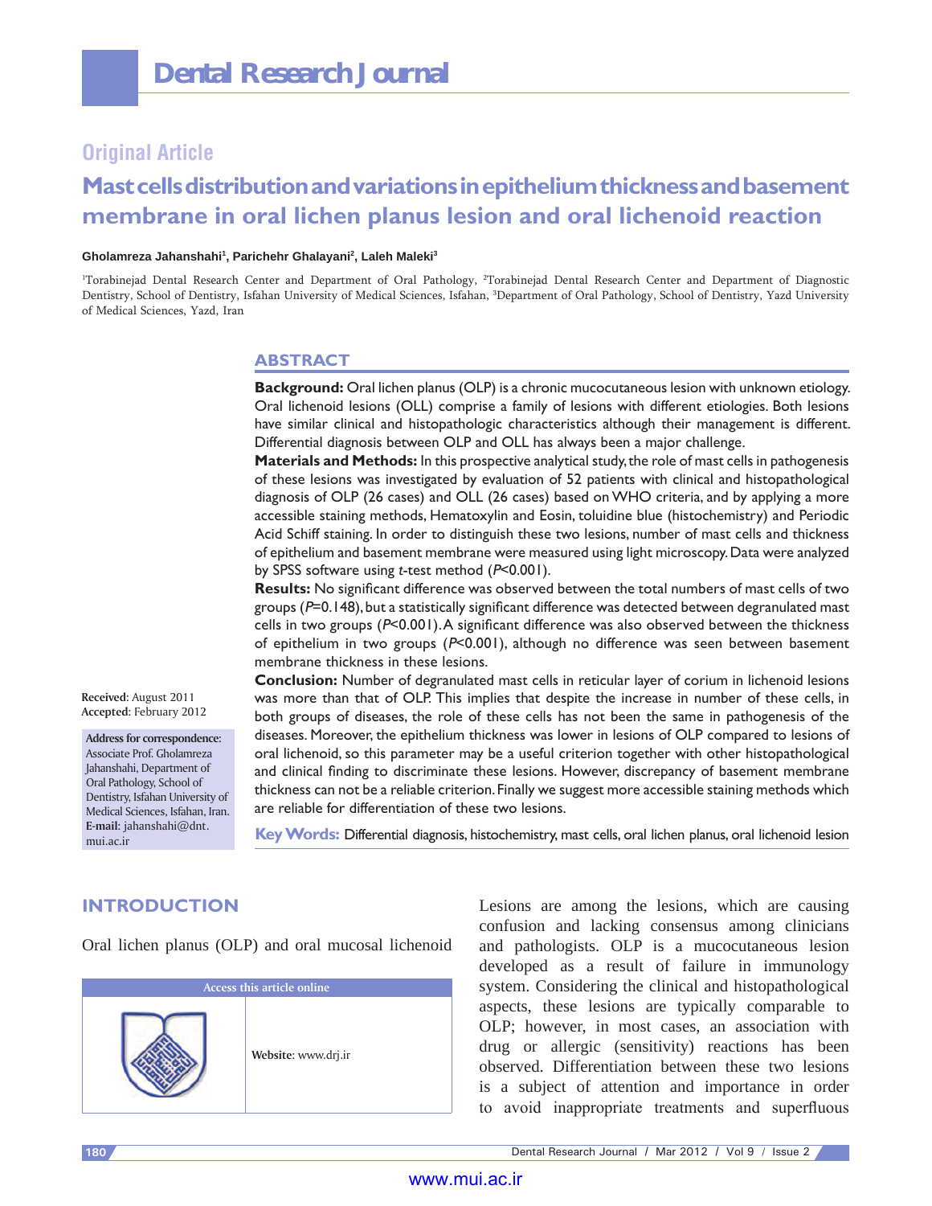Original Article

# Mast cells distribution and variations in epithelium thickness and basement membrane in oral lichen planus lesion and oral lichenoid reaction

**Gholamreza Jahanshahi[1], Parichehr Ghalayani[2], Laleh Maleki[3]**

[1]Torabinejad Dental Research Center and Department of Oral Pathology, [2]Torabinejad Dental Research Center and Department of Diagnostic Dentistry, School of Dentistry, Isfahan University of Medical Sciences, Isfahan, [3]Department of Oral Pathology, School of Dentistry, Yazd University of Medical Sciences, Yazd, Iran

## ABSTRACT

**Background:** Oral lichen planus (OLP) is a chronic mucocutaneous lesion with unknown etiology. Oral lichenoid lesions (OLL) comprise a family of lesions with different etiologies. Both lesions have similar clinical and histopathologic characteristics although their management is different. Differential diagnosis between OLP and OLL has always been a major challenge.

**Materials and Methods:** In this prospective analytical study, the role of mast cells in pathogenesis of these lesions was investigated by evaluation of 52 patients with clinical and histopathological diagnosis of OLP (26 cases) and OLL (26 cases) based on WHO criteria, and by applying a more accessible staining methods, Hematoxylin and Eosin, toluidine blue (histochemistry) and Periodic Acid Schiff staining. In order to distinguish these two lesions, number of mast cells and thickness of epithelium and basement membrane were measured using light microscopy. Data were analyzed by SPSS software using *t*-test method ($P<0.001$).

**Results:** No significant difference was observed between the total numbers of mast cells of two groups ($P=0.148$), but a statistically significant difference was detected between degranulated mast cells in two groups ($P<0.001$). A significant difference was also observed between the thickness of epithelium in two groups ($P<0.001$), although no difference was seen between basement membrane thickness in these lesions.

**Conclusion:** Number of degranulated mast cells in reticular layer of corium in lichenoid lesions was more than that of OLP. This implies that despite the increase in number of these cells, in both groups of diseases, the role of these cells has not been the same in pathogenesis of the diseases. Moreover, the epithelium thickness was lower in lesions of OLP compared to lesions of oral lichenoid, so this parameter may be a useful criterion together with other histopathological and clinical finding to discriminate these lesions. However, discrepancy of basement membrane thickness can not be a reliable criterion. Finally we suggest more accessible staining methods which are reliable for differentiation of these two lesions.

**Key Words:** Differential diagnosis, histochemistry, mast cells, oral lichen planus, oral lichenoid lesion

**Received**: August 2011
**Accepted**: February 2012

**Address for correspondence**:
Associate Prof. Gholamreza Jahanshahi, Department of Oral Pathology, School of Dentistry, Isfahan University of Medical Sciences, Isfahan, Iran.
**E-mail**: jahanshahi@dnt.mui.ac.ir

Access this article online

**Website**: www.drj.ir

## INTRODUCTION

Oral lichen planus (OLP) and oral mucosal lichenoid Lesions are among the lesions, which are causing confusion and lacking consensus among clinicians and pathologists. OLP is a mucocutaneous lesion developed as a result of failure in immunology system. Considering the clinical and histopathological aspects, these lesions are typically comparable to OLP; however, in most cases, an association with drug or allergic (sensitivity) reactions has been observed. Differentiation between these two lesions is a subject of attention and importance in order to avoid inappropriate treatments and superfluous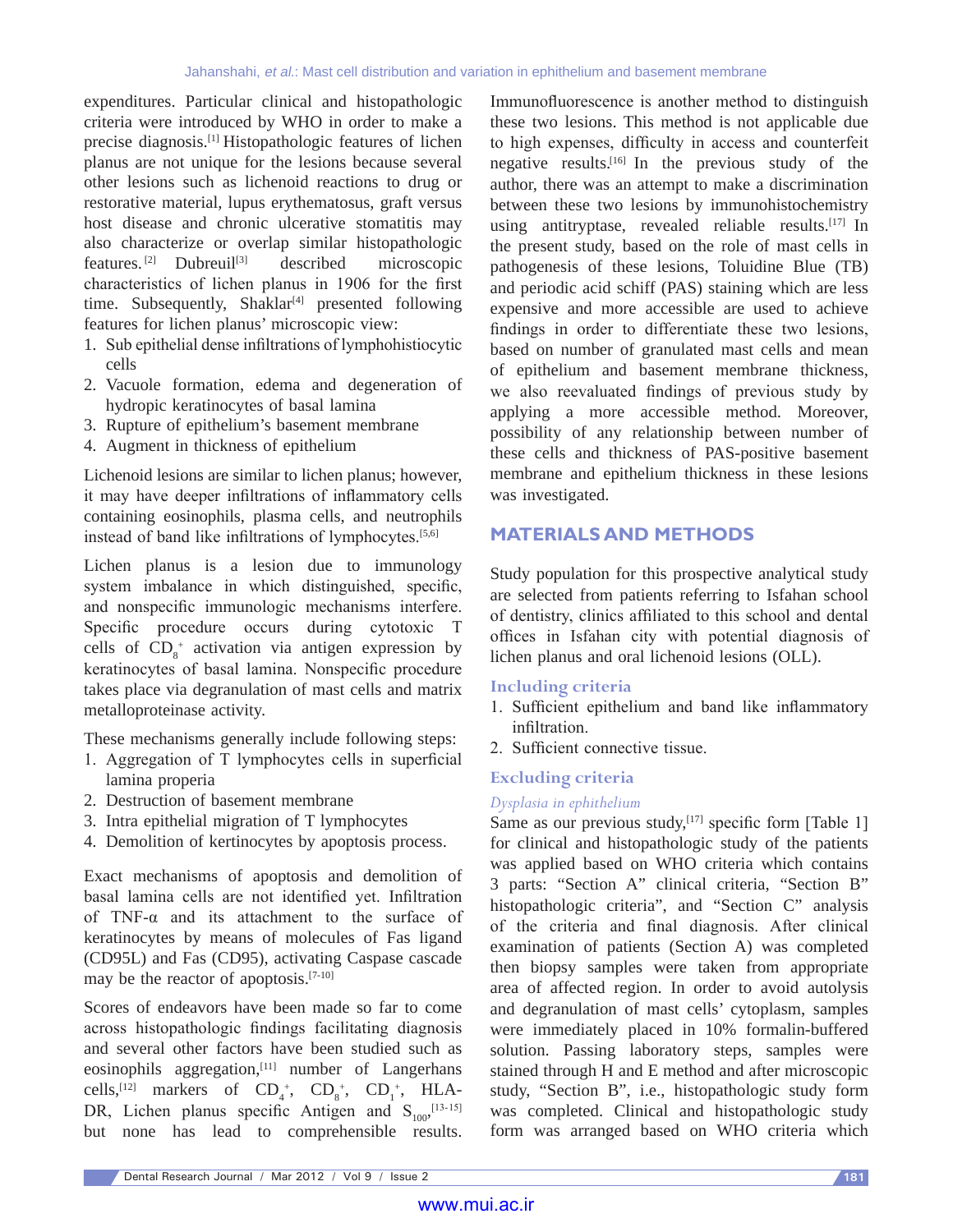expenditures. Particular clinical and histopathologic criteria were introduced by WHO in order to make a precise diagnosis.[1] Histopathologic features of lichen planus are not unique for the lesions because several other lesions such as lichenoid reactions to drug or restorative material, lupus erythematosus, graft versus host disease and chronic ulcerative stomatitis may also characterize or overlap similar histopathologic features.[2] Dubreuil[3] described microscopic characteristics of lichen planus in 1906 for the first time. Subsequently, Shaklar[4] presented following features for lichen planus' microscopic view:

1. Sub epithelial dense infiltrations of lymphohistiocytic cells
2. Vacuole formation, edema and degeneration of hydropic keratinocytes of basal lamina
3. Rupture of epithelium's basement membrane
4. Augment in thickness of epithelium

Lichenoid lesions are similar to lichen planus; however, it may have deeper infiltrations of inflammatory cells containing eosinophils, plasma cells, and neutrophils instead of band like infiltrations of lymphocytes.[5,6]

Lichen planus is a lesion due to immunology system imbalance in which distinguished, specific, and nonspecific immunologic mechanisms interfere. Specific procedure occurs during cytotoxic T cells of $CD_8^+$ activation via antigen expression by keratinocytes of basal lamina. Nonspecific procedure takes place via degranulation of mast cells and matrix metalloproteinase activity.

These mechanisms generally include following steps:

1. Aggregation of T lymphocytes cells in superficial lamina properia
2. Destruction of basement membrane
3. Intra epithelial migration of T lymphocytes
4. Demolition of kertinocytes by apoptosis process.

Exact mechanisms of apoptosis and demolition of basal lamina cells are not identified yet. Infiltration of TNF-α and its attachment to the surface of keratinocytes by means of molecules of Fas ligand (CD95L) and Fas (CD95), activating Caspase cascade may be the reactor of apoptosis.[7-10]

Scores of endeavors have been made so far to come across histopathologic findings facilitating diagnosis and several other factors have been studied such as eosinophils aggregation,[11] number of Langerhans cells,[12] markers of $CD_4^+$, $CD_8^+$, $CD_1^+$, HLA-DR, Lichen planus specific Antigen and $S_{100}$,[13-15] but none has lead to comprehensible results. Immunofluorescence is another method to distinguish these two lesions. This method is not applicable due to high expenses, difficulty in access and counterfeit negative results.[16] In the previous study of the author, there was an attempt to make a discrimination between these two lesions by immunohistochemistry using antitryptase, revealed reliable results.[17] In the present study, based on the role of mast cells in pathogenesis of these lesions, Toluidine Blue (TB) and periodic acid schiff (PAS) staining which are less expensive and more accessible are used to achieve findings in order to differentiate these two lesions, based on number of granulated mast cells and mean of epithelium and basement membrane thickness, we also reevaluated findings of previous study by applying a more accessible method. Moreover, possibility of any relationship between number of these cells and thickness of PAS-positive basement membrane and epithelium thickness in these lesions was investigated.

## MATERIALS AND METHODS

Study population for this prospective analytical study are selected from patients referring to Isfahan school of dentistry, clinics affiliated to this school and dental offices in Isfahan city with potential diagnosis of lichen planus and oral lichenoid lesions (OLL).

### Including criteria

1. Sufficient epithelium and band like inflammatory infiltration.
2. Sufficient connective tissue.

### Excluding criteria

*Dysplasia in ephithelium*

Same as our previous study,[17] specific form [Table 1] for clinical and histopathologic study of the patients was applied based on WHO criteria which contains 3 parts: "Section A" clinical criteria, "Section B" histopathologic criteria", and "Section C" analysis of the criteria and final diagnosis. After clinical examination of patients (Section A) was completed then biopsy samples were taken from appropriate area of affected region. In order to avoid autolysis and degranulation of mast cells' cytoplasm, samples were immediately placed in 10% formalin-buffered solution. Passing laboratory steps, samples were stained through H and E method and after microscopic study, "Section B", i.e., histopathologic study form was completed. Clinical and histopathologic study form was arranged based on WHO criteria which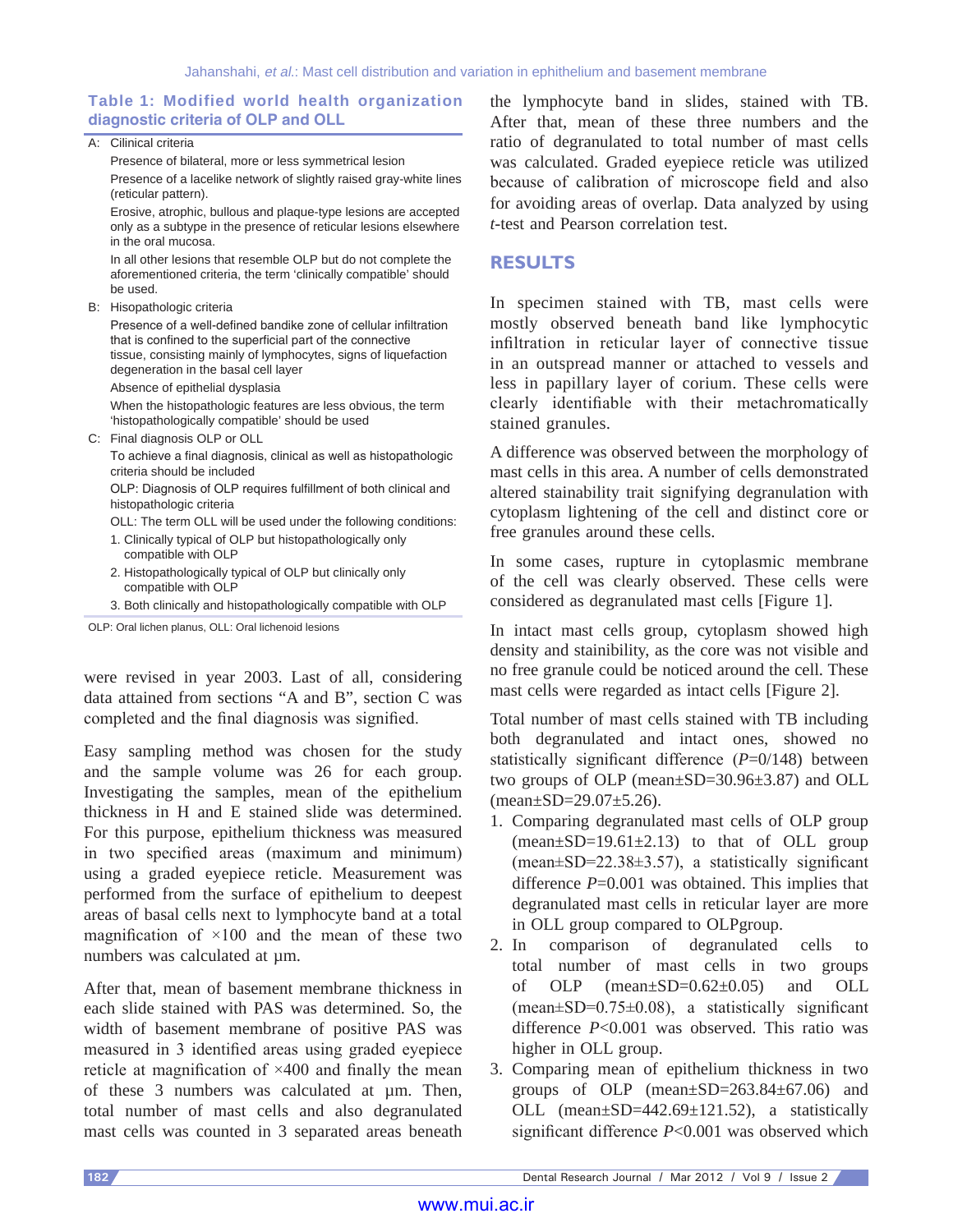**Table 1: Modified world health organization diagnostic criteria of OLP and OLL**

A: Clinical criteria

Presence of bilateral, more or less symmetrical lesion

Presence of a lacelike network of slightly raised gray-white lines (reticular pattern).

Erosive, atrophic, bullous and plaque-type lesions are accepted only as a subtype in the presence of reticular lesions elsewhere in the oral mucosa.

In all other lesions that resemble OLP but do not complete the aforementioned criteria, the term ‘clinically compatible’ should be used.

B: Hisopathologic criteria

Presence of a well-defined bandike zone of cellular infiltration that is confined to the superficial part of the connective tissue, consisting mainly of lymphocytes, signs of liquefaction degeneration in the basal cell layer

Absence of epithelial dysplasia

When the histopathologic features are less obvious, the term ‘histopathologically compatible’ should be used

C: Final diagnosis OLP or OLL

To achieve a final diagnosis, clinical as well as histopathologic criteria should be included

OLP: Diagnosis of OLP requires fulfillment of both clinical and histopathologic criteria

OLL: The term OLL will be used under the following conditions:

1. Clinically typical of OLP but histopathologically only compatible with OLP
2. Histopathologically typical of OLP but clinically only compatible with OLP
3. Both clinically and histopathologically compatible with OLP

OLP: Oral lichen planus, OLL: Oral lichenoid lesions

were revised in year 2003. Last of all, considering data attained from sections “A and B”, section C was completed and the final diagnosis was signified.

Easy sampling method was chosen for the study and the sample volume was 26 for each group. Investigating the samples, mean of the epithelium thickness in H and E stained slide was determined. For this purpose, epithelium thickness was measured in two specified areas (maximum and minimum) using a graded eyepiece reticle. Measurement was performed from the surface of epithelium to deepest areas of basal cells next to lymphocyte band at a total magnification of ×100 and the mean of these two numbers was calculated at μm.

After that, mean of basement membrane thickness in each slide stained with PAS was determined. So, the width of basement membrane of positive PAS was measured in 3 identified areas using graded eyepiece reticle at magnification of ×400 and finally the mean of these 3 numbers was calculated at μm. Then, total number of mast cells and also degranulated mast cells was counted in 3 separated areas beneath the lymphocyte band in slides, stained with TB. After that, mean of these three numbers and the ratio of degranulated to total number of mast cells was calculated. Graded eyepiece reticle was utilized because of calibration of microscope field and also for avoiding areas of overlap. Data analyzed by using *t*-test and Pearson correlation test.

## RESULTS

In specimen stained with TB, mast cells were mostly observed beneath band like lymphocytic infiltration in reticular layer of connective tissue in an outspread manner or attached to vessels and less in papillary layer of corium. These cells were clearly identifiable with their metachromatically stained granules.

A difference was observed between the morphology of mast cells in this area. A number of cells demonstrated altered stainability trait signifying degranulation with cytoplasm lightening of the cell and distinct core or free granules around these cells.

In some cases, rupture in cytoplasmic membrane of the cell was clearly observed. These cells were considered as degranulated mast cells [Figure 1].

In intact mast cells group, cytoplasm showed high density and stainibility, as the core was not visible and no free granule could be noticed around the cell. These mast cells were regarded as intact cells [Figure 2].

Total number of mast cells stained with TB including both degranulated and intact ones, showed no statistically significant difference ($P$=0/148) between two groups of OLP (mean±SD=30.96±3.87) and OLL (mean±SD=29.07±5.26).

1. Comparing degranulated mast cells of OLP group (mean±SD=19.61±2.13) to that of OLL group (mean±SD=22.38±3.57), a statistically significant difference $P$=0.001 was obtained. This implies that degranulated mast cells in reticular layer are more in OLL group compared to OLPgroup.
2. In comparison of degranulated cells to total number of mast cells in two groups of OLP (mean±SD=0.62±0.05) and OLL (mean±SD=0.75±0.08), a statistically significant difference $P$<0.001 was observed. This ratio was higher in OLL group.
3. Comparing mean of epithelium thickness in two groups of OLP (mean±SD=263.84±67.06) and OLL (mean±SD=442.69±121.52), a statistically significant difference $P$<0.001 was observed which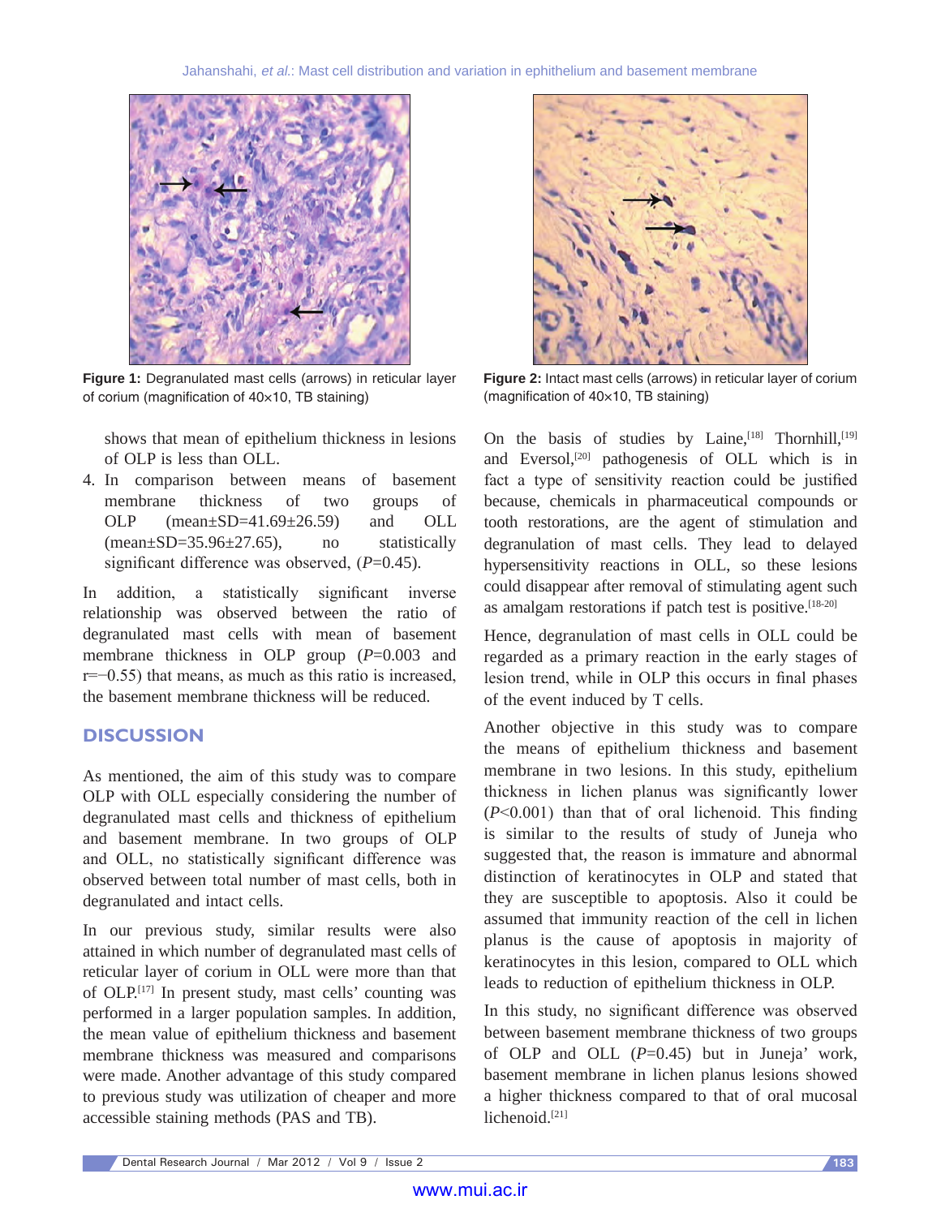Figure 1: Degranulated mast cells (arrows) in reticular layer of corium (magnification of 40×10, TB staining)

Figure 2: Intact mast cells (arrows) in reticular layer of corium (magnification of 40×10, TB staining)

shows that mean of epithelium thickness in lesions of OLP is less than OLL.

4. In comparison between means of basement membrane thickness of two groups of OLP (mean±SD=41.69±26.59) and OLL (mean±SD=35.96±27.65), no statistically significant difference was observed, ($P$=0.45).

In addition, a statistically significant inverse relationship was observed between the ratio of degranulated mast cells with mean of basement membrane thickness in OLP group ($P$=0.003 and r=−0.55) that means, as much as this ratio is increased, the basement membrane thickness will be reduced.

## DISCUSSION

As mentioned, the aim of this study was to compare OLP with OLL especially considering the number of degranulated mast cells and thickness of epithelium and basement membrane. In two groups of OLP and OLL, no statistically significant difference was observed between total number of mast cells, both in degranulated and intact cells.

In our previous study, similar results were also attained in which number of degranulated mast cells of reticular layer of corium in OLL were more than that of OLP.[17] In present study, mast cells' counting was performed in a larger population samples. In addition, the mean value of epithelium thickness and basement membrane thickness was measured and comparisons were made. Another advantage of this study compared to previous study was utilization of cheaper and more accessible staining methods (PAS and TB).

On the basis of studies by Laine,[18] Thornhill,[19] and Eversol,[20] pathogenesis of OLL which is in fact a type of sensitivity reaction could be justified because, chemicals in pharmaceutical compounds or tooth restorations, are the agent of stimulation and degranulation of mast cells. They lead to delayed hypersensitivity reactions in OLL, so these lesions could disappear after removal of stimulating agent such as amalgam restorations if patch test is positive.[18-20]

Hence, degranulation of mast cells in OLL could be regarded as a primary reaction in the early stages of lesion trend, while in OLP this occurs in final phases of the event induced by T cells.

Another objective in this study was to compare the means of epithelium thickness and basement membrane in two lesions. In this study, epithelium thickness in lichen planus was significantly lower ($P$<0.001) than that of oral lichenoid. This finding is similar to the results of study of Juneja who suggested that, the reason is immature and abnormal distinction of keratinocytes in OLP and stated that they are susceptible to apoptosis. Also it could be assumed that immunity reaction of the cell in lichen planus is the cause of apoptosis in majority of keratinocytes in this lesion, compared to OLL which leads to reduction of epithelium thickness in OLP.

In this study, no significant difference was observed between basement membrane thickness of two groups of OLP and OLL ($P$=0.45) but in Juneja' work, basement membrane in lichen planus lesions showed a higher thickness compared to that of oral mucosal lichenoid.[21]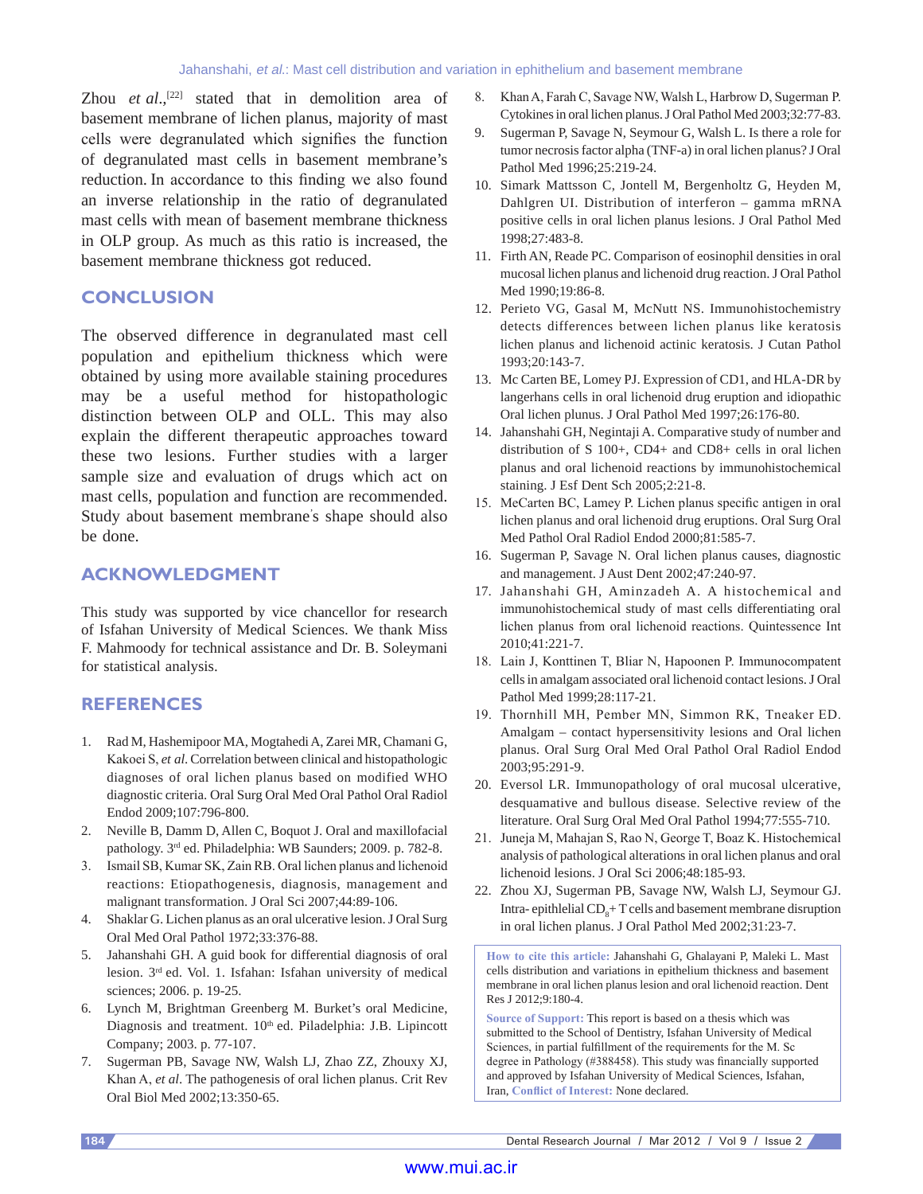Zhou *et al.*,[22] stated that in demolition area of basement membrane of lichen planus, majority of mast cells were degranulated which signifies the function of degranulated mast cells in basement membrane's reduction. In accordance to this finding we also found an inverse relationship in the ratio of degranulated mast cells with mean of basement membrane thickness in OLP group. As much as this ratio is increased, the basement membrane thickness got reduced.

## CONCLUSION

The observed difference in degranulated mast cell population and epithelium thickness which were obtained by using more available staining procedures may be a useful method for histopathologic distinction between OLP and OLL. This may also explain the different therapeutic approaches toward these two lesions. Further studies with a larger sample size and evaluation of drugs which act on mast cells, population and function are recommended. Study about basement membrane's shape should also be done.

## ACKNOWLEDGMENT

This study was supported by vice chancellor for research of Isfahan University of Medical Sciences. We thank Miss F. Mahmoody for technical assistance and Dr. B. Soleymani for statistical analysis.

## REFERENCES

1. Rad M, Hashemipoor MA, Mogtahedi A, Zarei MR, Chamani G, Kakoei S, *et al*. Correlation between clinical and histopathologic diagnoses of oral lichen planus based on modified WHO diagnostic criteria. Oral Surg Oral Med Oral Pathol Oral Radiol Endod 2009;107:796-800.
2. Neville B, Damm D, Allen C, Boquot J. Oral and maxillofacial pathology. 3rd ed. Philadelphia: WB Saunders; 2009. p. 782-8.
3. Ismail SB, Kumar SK, Zain RB. Oral lichen planus and lichenoid reactions: Etiopathogenesis, diagnosis, management and malignant transformation. J Oral Sci 2007;44:89-106.
4. Shaklar G. Lichen planus as an oral ulcerative lesion. J Oral Surg Oral Med Oral Pathol 1972;33:376-88.
5. Jahanshahi GH. A guid book for differential diagnosis of oral lesion. 3rd ed. Vol. 1. Isfahan: Isfahan university of medical sciences; 2006. p. 19-25.
6. Lynch M, Brightman Greenberg M. Burket's oral Medicine, Diagnosis and treatment. 10th ed. Piladelphia: J.B. Lipincott Company; 2003. p. 77-107.
7. Sugerman PB, Savage NW, Walsh LJ, Zhao ZZ, Zhouxy XJ, Khan A, *et al*. The pathogenesis of oral lichen planus. Crit Rev Oral Biol Med 2002;13:350-65.
8. Khan A, Farah C, Savage NW, Walsh L, Harbrow D, Sugerman P. Cytokines in oral lichen planus. J Oral Pathol Med 2003;32:77-83.
9. Sugerman P, Savage NW, Seymour G, Walsh L. Is there a role for tumor necrosis factor alpha (TNF-a) in oral lichen planus? J Oral Pathol Med 1996;25:219-24.
10. Simark Mattsson C, Jontell M, Bergenholtz G, Heyden M, Dahlgren UI. Distribution of interferon – gamma mRNA positive cells in oral lichen planus lesions. J Oral Pathol Med 1998;27:483-8.
11. Firth AN, Reade PC. Comparison of eosinophil densities in oral mucosal lichen planus and lichenoid drug reaction. J Oral Pathol Med 1990;19:86-8.
12. Perieto VG, Gasal M, McNutt NS. Immunohistochemistry detects differences between lichen planus like keratosis lichen planus and lichenoid actinic keratosis. J Cutan Pathol 1993;20:143-7.
13. Mc Carten BE, Lomey PJ. Expression of CD1, and HLA-DR by langerhans cells in oral lichenoid drug eruption and idiopathic Oral lichen plunus. J Oral Pathol Med 1997;26:176-80.
14. Jahanshahi GH, Negintaji A. Comparative study of number and distribution of S 100+, CD4+ and CD8+ cells in oral lichen planus and oral lichenoid reactions by immunohistochemical staining. J Esf Dent Sch 2005;2:21-8.
15. McCarten BC, Lamey P. Lichen planus specific antigen in oral lichen planus and oral lichenoid drug eruptions. Oral Surg Oral Med Pathol Oral Radiol Endod 2000;81:585-7.
16. Sugerman P, Savage N. Oral lichen planus causes, diagnostic and management. J Aust Dent 2002;47:240-97.
17. Jahanshahi GH, Aminzadeh A. A histochemical and immunohistochemical study of mast cells differentiating oral lichen planus from oral lichenoid reactions. Quintessence Int 2010;41:221-7.
18. Lain J, Konttinen T, Bliar N, Hapoonen P. Immunocompatent cells in amalgam associated oral lichenoid contact lesions. J Oral Pathol Med 1999;28:117-21.
19. Thornhill MH, Pember MN, Simmon RK, Tneaker ED. Amalgam – contact hypersensitivity lesions and Oral lichen planus. Oral Surg Oral Med Oral Pathol Oral Radiol Endod 2003;95:291-9.
20. Eversol LR. Immunopathology of oral mucosal ulcerative, desquamative and bullous disease. Selective review of the literature. Oral Surg Oral Med Oral Pathol 1994;77:555-710.
21. Juneja M, Mahajan S, Rao N, George T, Boaz K. Histochemical analysis of pathological alterations in oral lichen planus and oral lichenoid lesions. J Oral Sci 2006;48:185-93.
22. Zhou XJ, Sugerman PB, Savage NW, Walsh LJ, Seymour GJ. Intra- epithlelial $CD_8$+ T cells and basement membrane disruption in oral lichen planus. J Oral Pathol Med 2002;31:23-7.

**How to cite this article:** Jahanshahi G, Ghalayani P, Maleki L. Mast cells distribution and variations in epithelium thickness and basement membrane in oral lichen planus lesion and oral lichenoid reaction. Dent Res J 2012;9:180-4.

**Source of Support:** This report is based on a thesis which was submitted to the School of Dentistry, Isfahan University of Medical Sciences, in partial fulfillment of the requirements for the M. Sc degree in Pathology (#388458). This study was financially supported and approved by Isfahan University of Medical Sciences, Isfahan, Iran, **Conflict of Interest:** None declared.